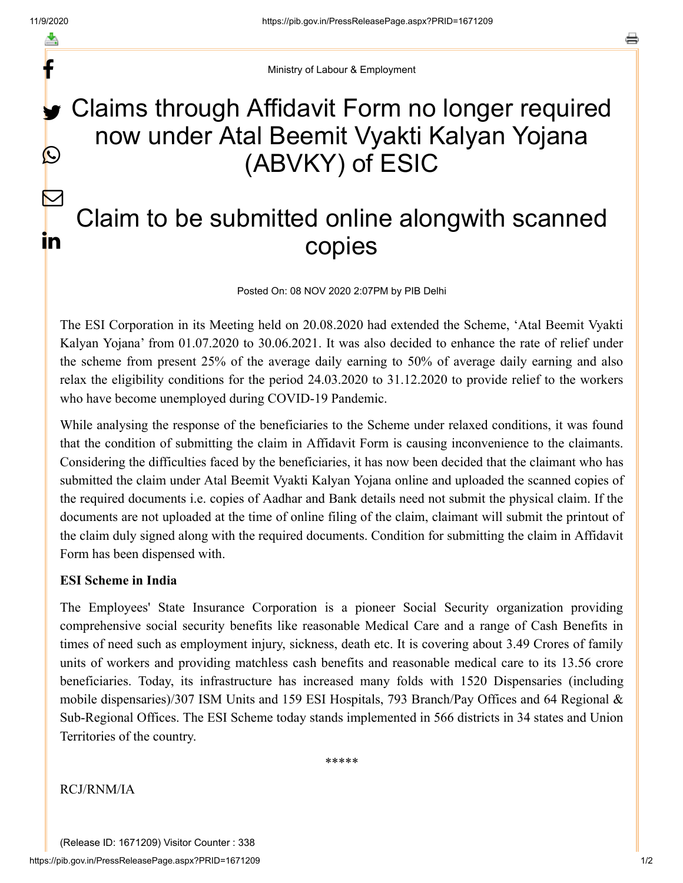Ministry of Labour & Employment

# Claims through Affidavit Form no longer required now under Atal Beemit Vyakti Kalyan Yojana (ABVKY) of ESIC

## Claim to be submitted online alongwith scanned copies

Posted On: 08 NOV 2020 2:07PM by PIB Delhi

The ESI Corporation in its Meeting held on 20.08.2020 had extended the Scheme, 'Atal Beemit Vyakti Kalyan Yojana' from 01.07.2020 to 30.06.2021. It was also decided to enhance the rate of relief under the scheme from present 25% of the average daily earning to 50% of average daily earning and also relax the eligibility conditions for the period 24.03.2020 to 31.12.2020 to provide relief to the workers who have become unemployed during COVID-19 Pandemic.

While analysing the response of the beneficiaries to the Scheme under relaxed conditions, it was found that the condition of submitting the claim in Affidavit Form is causing inconvenience to the claimants. Considering the difficulties faced by the beneficiaries, it has now been decided that the claimant who has submitted the claim under Atal Beemit Vyakti Kalyan Yojana online and uploaded the scanned copies of the required documents i.e. copies of Aadhar and Bank details need not submit the physical claim. If the documents are not uploaded at the time of online filing of the claim, claimant will submit the printout of the claim duly signed along with the required documents. Condition for submitting the claim in Affidavit Form has been dispensed with.

**ESI Scheme in India**

The Employees' State Insurance Corporation is a pioneer Social Security organization providing comprehensive social security benefits like reasonable Medical Care and a range of Cash Benefits in times of need such as employment injury, sickness, death etc. It is covering about 3.49 Crores of family units of workers and providing matchless cash benefits and reasonable medical care to its 13.56 crore beneficiaries. Today, its infrastructure has increased many folds with 1520 Dispensaries (including mobile dispensaries)/307 ISM Units and 159 ESI Hospitals, 793 Branch/Pay Offices and 64 Regional & Sub-Regional Offices. The ESI Scheme today stands implemented in 566 districts in 34 states and Union Territories of the country.

*****

RCJ/RNM/IA

(Release ID: 1671209) Visitor Counter : 338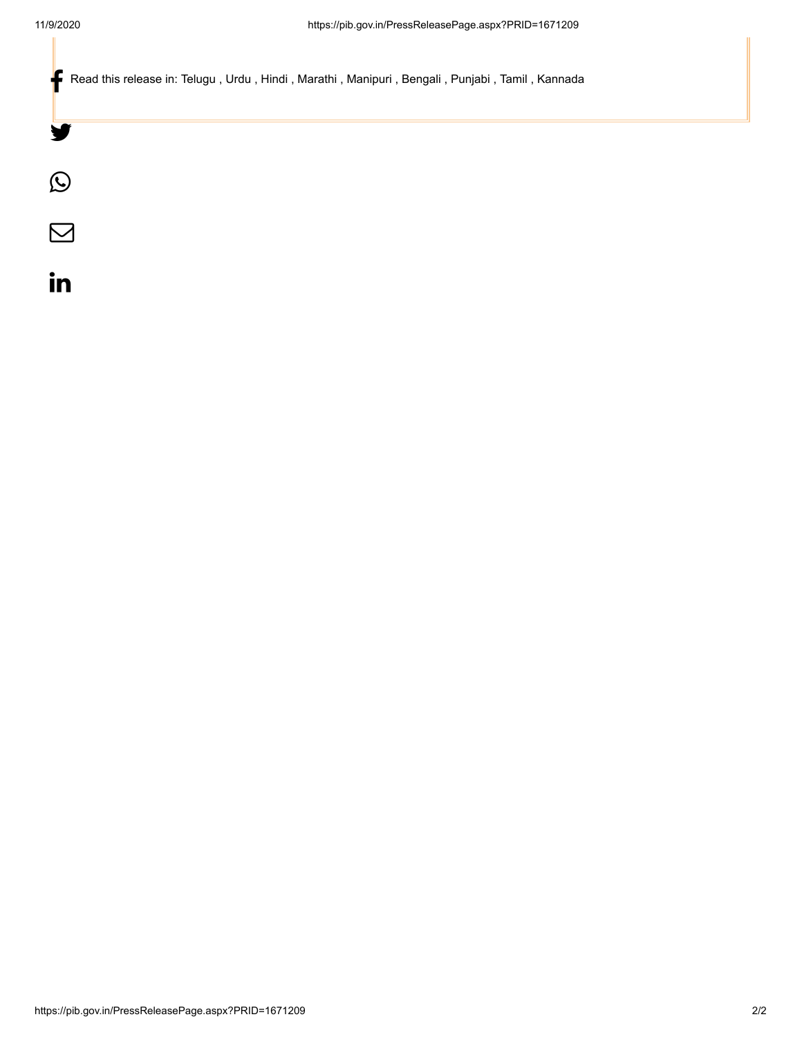Read this release in: Telugu , Urdu , Hindi , Marathi , Manipuri , Bengali , Punjabi , Tamil , Kannada